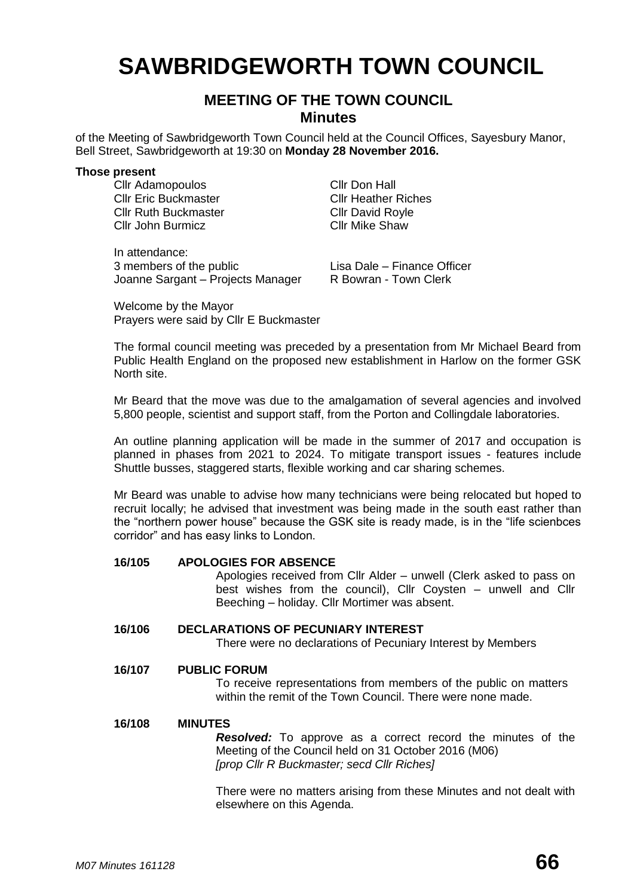# SAWBRIDGEWORTH TOWN COUNCIL

## MEETING OF THE TOWN COUNCIL
### Minutes

of the Meeting of Sawbridgeworth Town Council held at the Council Offices, Sayesbury Manor, Bell Street, Sawbridgeworth at 19:30 on **Monday 28 November 2016.**

**Those present**

Cllr Adamopoulos
Cllr Eric Buckmaster
Cllr Ruth Buckmaster
Cllr John Burmicz
Cllr Don Hall
Cllr Heather Riches
Cllr David Royle
Cllr Mike Shaw

In attendance:
3 members of the public
Joanne Sargant – Projects Manager
Lisa Dale – Finance Officer
R Bowran - Town Clerk

Welcome by the Mayor
Prayers were said by Cllr E Buckmaster

The formal council meeting was preceded by a presentation from Mr Michael Beard from Public Health England on the proposed new establishment in Harlow on the former GSK North site.

Mr Beard that the move was due to the amalgamation of several agencies and involved 5,800 people, scientist and support staff, from the Porton and Collingdale laboratories.

An outline planning application will be made in the summer of 2017 and occupation is planned in phases from 2021 to 2024. To mitigate transport issues - features include Shuttle busses, staggered starts, flexible working and car sharing schemes.

Mr Beard was unable to advise how many technicians were being relocated but hoped to recruit locally; he advised that investment was being made in the south east rather than the "northern power house" because the GSK site is ready made, is in the "life scienbces corridor" and has easy links to London.

**16/105 APOLOGIES FOR ABSENCE**

Apologies received from Cllr Alder – unwell (Clerk asked to pass on best wishes from the council), Cllr Coysten – unwell and Cllr Beeching – holiday. Cllr Mortimer was absent.

**16/106 DECLARATIONS OF PECUNIARY INTEREST**

There were no declarations of Pecuniary Interest by Members

**16/107 PUBLIC FORUM**

To receive representations from members of the public on matters within the remit of the Town Council. There were none made.

**16/108 MINUTES**

***Resolved:*** To approve as a correct record the minutes of the Meeting of the Council held on 31 October 2016 (M06)
*[prop Cllr R Buckmaster; secd Cllr Riches]*

There were no matters arising from these Minutes and not dealt with elsewhere on this Agenda.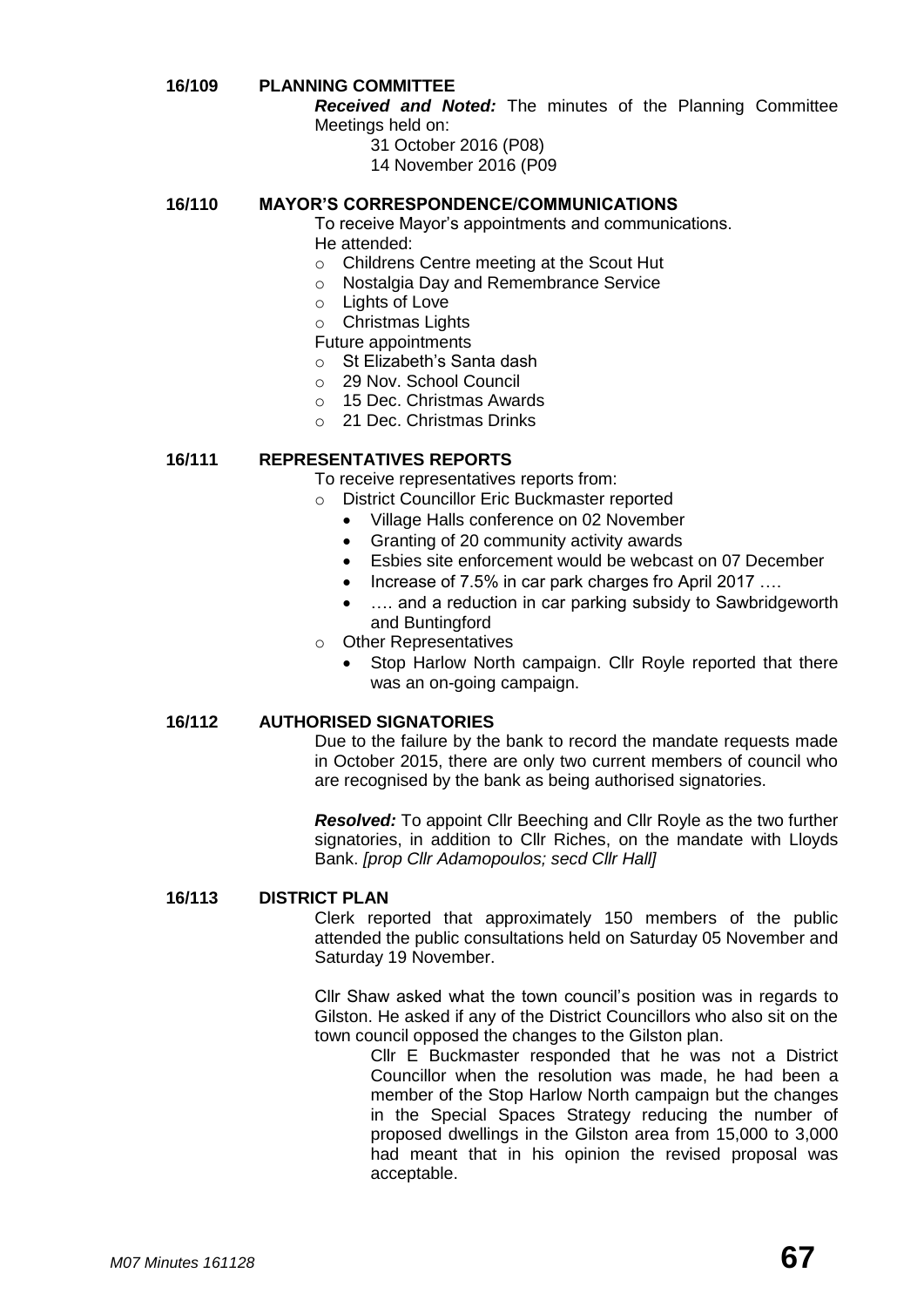**16/109 PLANNING COMMITTEE**

***Received and Noted:*** The minutes of the Planning Committee Meetings held on:

31 October 2016 (P08)
14 November 2016 (P09

**16/110 MAYOR'S CORRESPONDENCE/COMMUNICATIONS**

To receive Mayor's appointments and communications.

He attended:

- Childrens Centre meeting at the Scout Hut
- Nostalgia Day and Remembrance Service
- Lights of Love
- Christmas Lights

Future appointments

- St Elizabeth's Santa dash
- 29 Nov. School Council
- 15 Dec. Christmas Awards
- 21 Dec. Christmas Drinks

**16/111 REPRESENTATIVES REPORTS**

To receive representatives reports from:

- District Councillor Eric Buckmaster reported
  - Village Halls conference on 02 November
  - Granting of 20 community activity awards
  - Esbies site enforcement would be webcast on 07 December
  - Increase of 7.5% in car park charges fro April 2017 ….
  - …. and a reduction in car parking subsidy to Sawbridgeworth and Buntingford
- Other Representatives
  - Stop Harlow North campaign. Cllr Royle reported that there was an on-going campaign.

**16/112 AUTHORISED SIGNATORIES**

Due to the failure by the bank to record the mandate requests made in October 2015, there are only two current members of council who are recognised by the bank as being authorised signatories.

***Resolved:*** To appoint Cllr Beeching and Cllr Royle as the two further signatories, in addition to Cllr Riches, on the mandate with Lloyds Bank. *[prop Cllr Adamopoulos; secd Cllr Hall]*

**16/113 DISTRICT PLAN**

Clerk reported that approximately 150 members of the public attended the public consultations held on Saturday 05 November and Saturday 19 November.

Cllr Shaw asked what the town council's position was in regards to Gilston. He asked if any of the District Councillors who also sit on the town council opposed the changes to the Gilston plan.

> Cllr E Buckmaster responded that he was not a District Councillor when the resolution was made, he had been a member of the Stop Harlow North campaign but the changes in the Special Spaces Strategy reducing the number of proposed dwellings in the Gilston area from 15,000 to 3,000 had meant that in his opinion the revised proposal was acceptable.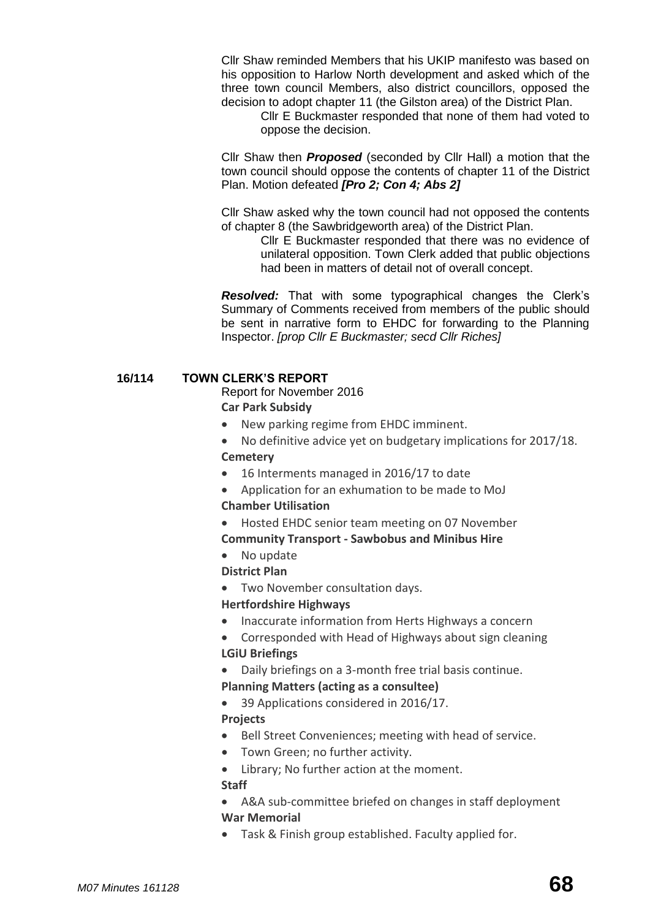Cllr Shaw reminded Members that his UKIP manifesto was based on his opposition to Harlow North development and asked which of the three town council Members, also district councillors, opposed the decision to adopt chapter 11 (the Gilston area) of the District Plan.

> Cllr E Buckmaster responded that none of them had voted to oppose the decision.

Cllr Shaw then ***Proposed*** (seconded by Cllr Hall) a motion that the town council should oppose the contents of chapter 11 of the District Plan. Motion defeated ***[Pro 2; Con 4; Abs 2]***

Cllr Shaw asked why the town council had not opposed the contents of chapter 8 (the Sawbridgeworth area) of the District Plan.

> Cllr E Buckmaster responded that there was no evidence of unilateral opposition. Town Clerk added that public objections had been in matters of detail not of overall concept.

***Resolved:*** That with some typographical changes the Clerk's Summary of Comments received from members of the public should be sent in narrative form to EHDC for forwarding to the Planning Inspector. *[prop Cllr E Buckmaster; secd Cllr Riches]*

## 16/114 TOWN CLERK'S REPORT

Report for November 2016

**Car Park Subsidy**

- New parking regime from EHDC imminent.
- No definitive advice yet on budgetary implications for 2017/18.

**Cemetery**

- 16 Interments managed in 2016/17 to date
- Application for an exhumation to be made to MoJ

**Chamber Utilisation**

- Hosted EHDC senior team meeting on 07 November

**Community Transport - Sawbobus and Minibus Hire**

- No update

**District Plan**

- Two November consultation days.

**Hertfordshire Highways**

- Inaccurate information from Herts Highways a concern
- Corresponded with Head of Highways about sign cleaning

**LGiU Briefings**

- Daily briefings on a 3-month free trial basis continue.

**Planning Matters (acting as a consultee)**

- 39 Applications considered in 2016/17.

**Projects**

- Bell Street Conveniences; meeting with head of service.
- Town Green; no further activity.
- Library; No further action at the moment.

**Staff**

- A&A sub-committee briefed on changes in staff deployment

**War Memorial**

- Task & Finish group established. Faculty applied for.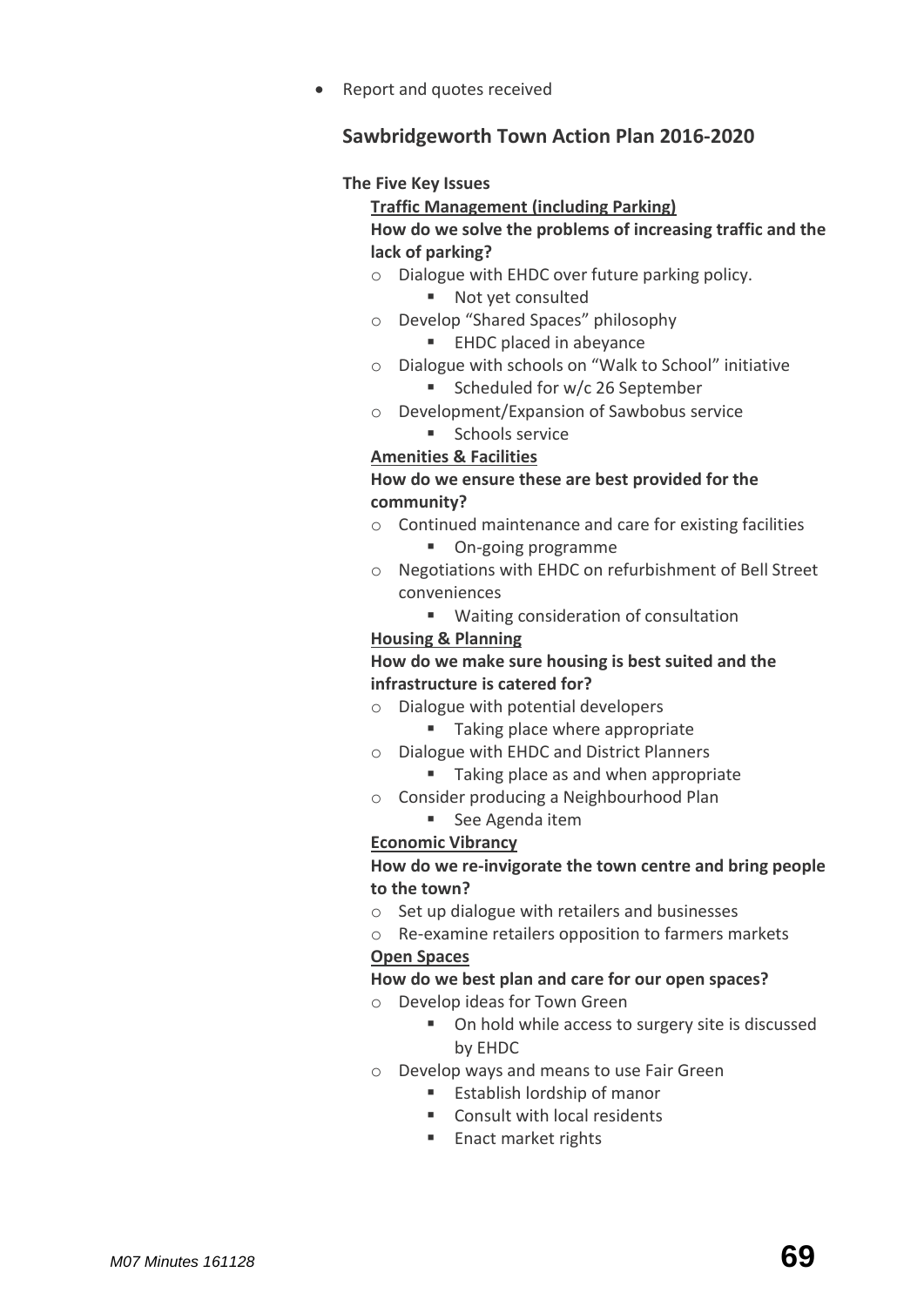- Report and quotes received

## Sawbridgeworth Town Action Plan 2016-2020

**The Five Key Issues**

**Traffic Management (including Parking)**

**How do we solve the problems of increasing traffic and the lack of parking?**

- Dialogue with EHDC over future parking policy.
  - Not yet consulted
- Develop "Shared Spaces" philosophy
  - EHDC placed in abeyance
- Dialogue with schools on "Walk to School" initiative
  - Scheduled for w/c 26 September
- Development/Expansion of Sawbobus service
  - Schools service

**Amenities & Facilities**

**How do we ensure these are best provided for the community?**

- Continued maintenance and care for existing facilities
  - On-going programme
- Negotiations with EHDC on refurbishment of Bell Street conveniences
  - Waiting consideration of consultation

**Housing & Planning**

**How do we make sure housing is best suited and the infrastructure is catered for?**

- Dialogue with potential developers
  - Taking place where appropriate
- Dialogue with EHDC and District Planners
  - Taking place as and when appropriate
- Consider producing a Neighbourhood Plan
  - See Agenda item

**Economic Vibrancy**

**How do we re-invigorate the town centre and bring people to the town?**

- Set up dialogue with retailers and businesses
- Re-examine retailers opposition to farmers markets

**Open Spaces**

**How do we best plan and care for our open spaces?**

- Develop ideas for Town Green
  - On hold while access to surgery site is discussed by EHDC
- Develop ways and means to use Fair Green
  - Establish lordship of manor
  - Consult with local residents
  - Enact market rights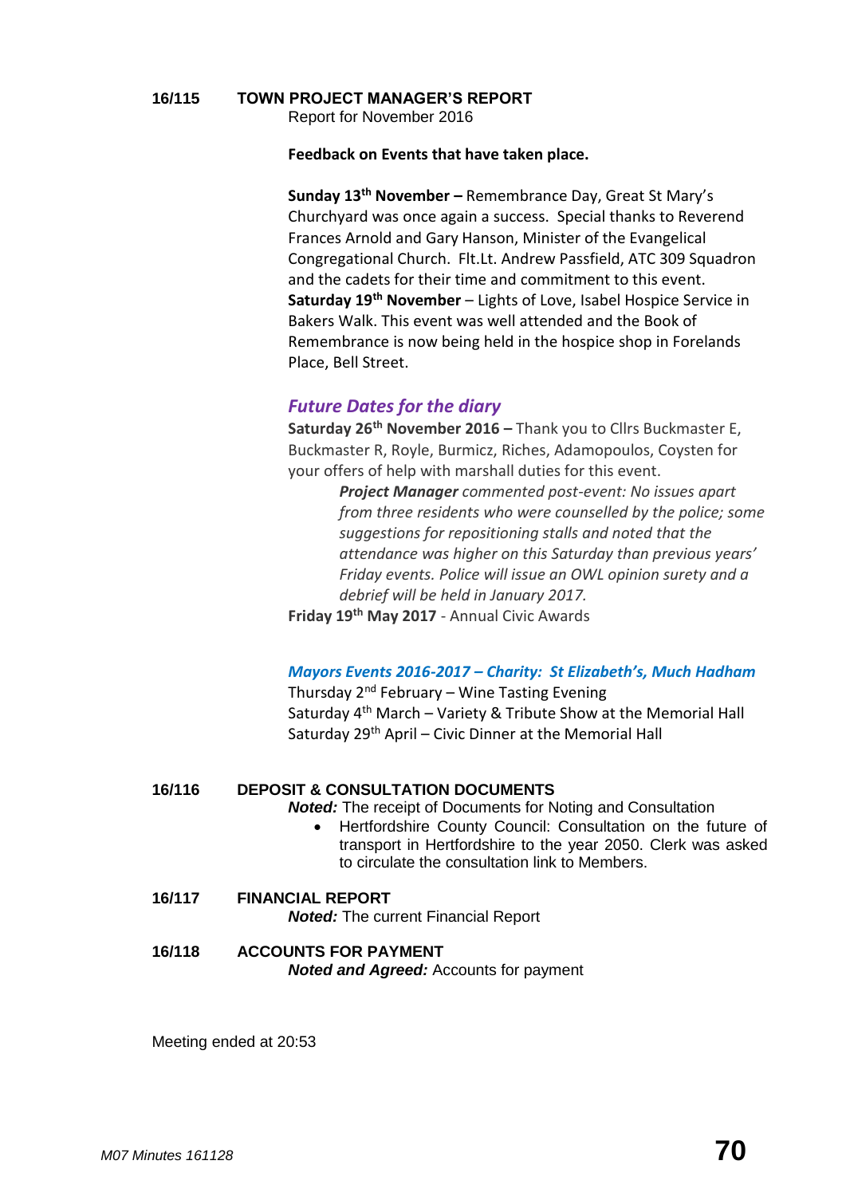**16/115 TOWN PROJECT MANAGER'S REPORT**

Report for November 2016

**Feedback on Events that have taken place.**

**Sunday 13th November –** Remembrance Day, Great St Mary's Churchyard was once again a success. Special thanks to Reverend Frances Arnold and Gary Hanson, Minister of the Evangelical Congregational Church. Flt.Lt. Andrew Passfield, ATC 309 Squadron and the cadets for their time and commitment to this event.

**Saturday 19th November** – Lights of Love, Isabel Hospice Service in Bakers Walk. This event was well attended and the Book of Remembrance is now being held in the hospice shop in Forelands Place, Bell Street.

***Future Dates for the diary***

**Saturday 26th November 2016 –** Thank you to Cllrs Buckmaster E, Buckmaster R, Royle, Burmicz, Riches, Adamopoulos, Coysten for your offers of help with marshall duties for this event.

> ***Project Manager*** *commented post-event: No issues apart from three residents who were counselled by the police; some suggestions for repositioning stalls and noted that the attendance was higher on this Saturday than previous years' Friday events. Police will issue an OWL opinion surety and a debrief will be held in January 2017.*

**Friday 19th May 2017** - Annual Civic Awards

***Mayors Events 2016-2017 – Charity: St Elizabeth's, Much Hadham***

Thursday 2nd February – Wine Tasting Evening
Saturday 4th March – Variety & Tribute Show at the Memorial Hall
Saturday 29th April – Civic Dinner at the Memorial Hall

**16/116 DEPOSIT & CONSULTATION DOCUMENTS**

***Noted:*** The receipt of Documents for Noting and Consultation

- Hertfordshire County Council: Consultation on the future of transport in Hertfordshire to the year 2050. Clerk was asked to circulate the consultation link to Members.

**16/117 FINANCIAL REPORT**

***Noted:*** The current Financial Report

**16/118 ACCOUNTS FOR PAYMENT**

***Noted and Agreed:*** Accounts for payment

Meeting ended at 20:53